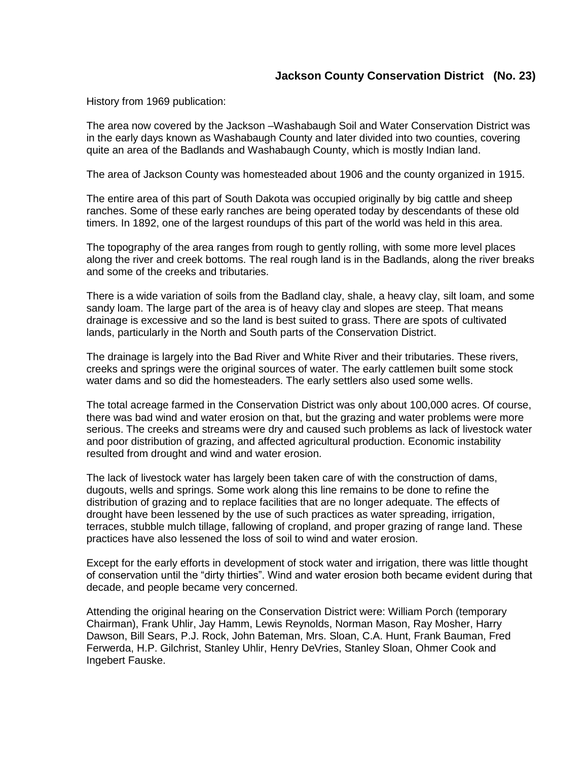# Jackson County Conservation District (No. 23)

History from 1969 publication:

The area now covered by the Jackson –Washabaugh Soil and Water Conservation District was in the early days known as Washabaugh County and later divided into two counties, covering quite an area of the Badlands and Washabaugh County, which is mostly Indian land.

The area of Jackson County was homesteaded about 1906 and the county organized in 1915.

The entire area of this part of South Dakota was occupied originally by big cattle and sheep ranches. Some of these early ranches are being operated today by descendants of these old timers. In 1892, one of the largest roundups of this part of the world was held in this area.

The topography of the area ranges from rough to gently rolling, with some more level places along the river and creek bottoms. The real rough land is in the Badlands, along the river breaks and some of the creeks and tributaries.

There is a wide variation of soils from the Badland clay, shale, a heavy clay, silt loam, and some sandy loam. The large part of the area is of heavy clay and slopes are steep. That means drainage is excessive and so the land is best suited to grass. There are spots of cultivated lands, particularly in the North and South parts of the Conservation District.

The drainage is largely into the Bad River and White River and their tributaries. These rivers, creeks and springs were the original sources of water. The early cattlemen built some stock water dams and so did the homesteaders. The early settlers also used some wells.

The total acreage farmed in the Conservation District was only about 100,000 acres. Of course, there was bad wind and water erosion on that, but the grazing and water problems were more serious. The creeks and streams were dry and caused such problems as lack of livestock water and poor distribution of grazing, and affected agricultural production. Economic instability resulted from drought and wind and water erosion.

The lack of livestock water has largely been taken care of with the construction of dams, dugouts, wells and springs. Some work along this line remains to be done to refine the distribution of grazing and to replace facilities that are no longer adequate. The effects of drought have been lessened by the use of such practices as water spreading, irrigation, terraces, stubble mulch tillage, fallowing of cropland, and proper grazing of range land. These practices have also lessened the loss of soil to wind and water erosion.

Except for the early efforts in development of stock water and irrigation, there was little thought of conservation until the “dirty thirties”. Wind and water erosion both became evident during that decade, and people became very concerned.

Attending the original hearing on the Conservation District were: William Porch (temporary Chairman), Frank Uhlir, Jay Hamm, Lewis Reynolds, Norman Mason, Ray Mosher, Harry Dawson, Bill Sears, P.J. Rock, John Bateman, Mrs. Sloan, C.A. Hunt, Frank Bauman, Fred Ferwerda, H.P. Gilchrist, Stanley Uhlir, Henry DeVries, Stanley Sloan, Ohmer Cook and Ingebert Fauske.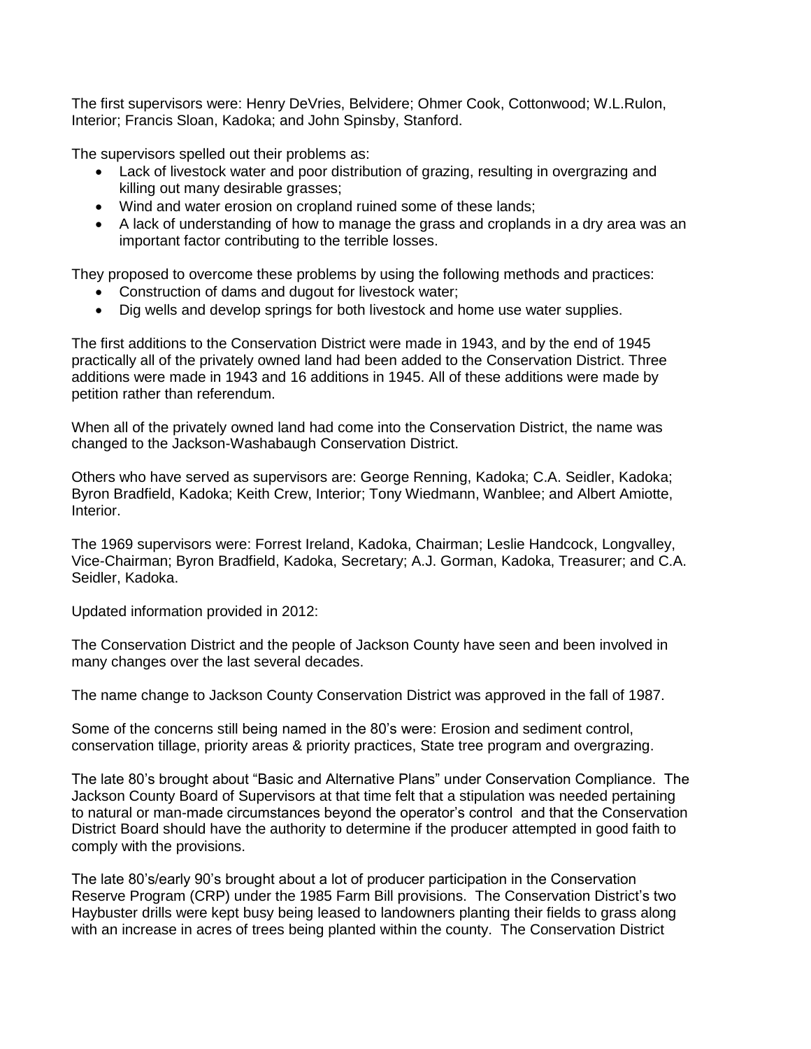The first supervisors were: Henry DeVries, Belvidere; Ohmer Cook, Cottonwood; W.L.Rulon, Interior; Francis Sloan, Kadoka; and John Spinsby, Stanford.

The supervisors spelled out their problems as:

- Lack of livestock water and poor distribution of grazing, resulting in overgrazing and killing out many desirable grasses;
- Wind and water erosion on cropland ruined some of these lands;
- A lack of understanding of how to manage the grass and croplands in a dry area was an important factor contributing to the terrible losses.

They proposed to overcome these problems by using the following methods and practices:

- Construction of dams and dugout for livestock water;
- Dig wells and develop springs for both livestock and home use water supplies.

The first additions to the Conservation District were made in 1943, and by the end of 1945 practically all of the privately owned land had been added to the Conservation District. Three additions were made in 1943 and 16 additions in 1945. All of these additions were made by petition rather than referendum.

When all of the privately owned land had come into the Conservation District, the name was changed to the Jackson-Washabaugh Conservation District.

Others who have served as supervisors are: George Renning, Kadoka; C.A. Seidler, Kadoka; Byron Bradfield, Kadoka; Keith Crew, Interior; Tony Wiedmann, Wanblee; and Albert Amiotte, Interior.

The 1969 supervisors were: Forrest Ireland, Kadoka, Chairman; Leslie Handcock, Longvalley, Vice-Chairman; Byron Bradfield, Kadoka, Secretary; A.J. Gorman, Kadoka, Treasurer; and C.A. Seidler, Kadoka.

Updated information provided in 2012:

The Conservation District and the people of Jackson County have seen and been involved in many changes over the last several decades.

The name change to Jackson County Conservation District was approved in the fall of 1987.

Some of the concerns still being named in the 80's were: Erosion and sediment control, conservation tillage, priority areas & priority practices, State tree program and overgrazing.

The late 80's brought about "Basic and Alternative Plans" under Conservation Compliance. The Jackson County Board of Supervisors at that time felt that a stipulation was needed pertaining to natural or man-made circumstances beyond the operator's control and that the Conservation District Board should have the authority to determine if the producer attempted in good faith to comply with the provisions.

The late 80's/early 90's brought about a lot of producer participation in the Conservation Reserve Program (CRP) under the 1985 Farm Bill provisions. The Conservation District's two Haybuster drills were kept busy being leased to landowners planting their fields to grass along with an increase in acres of trees being planted within the county. The Conservation District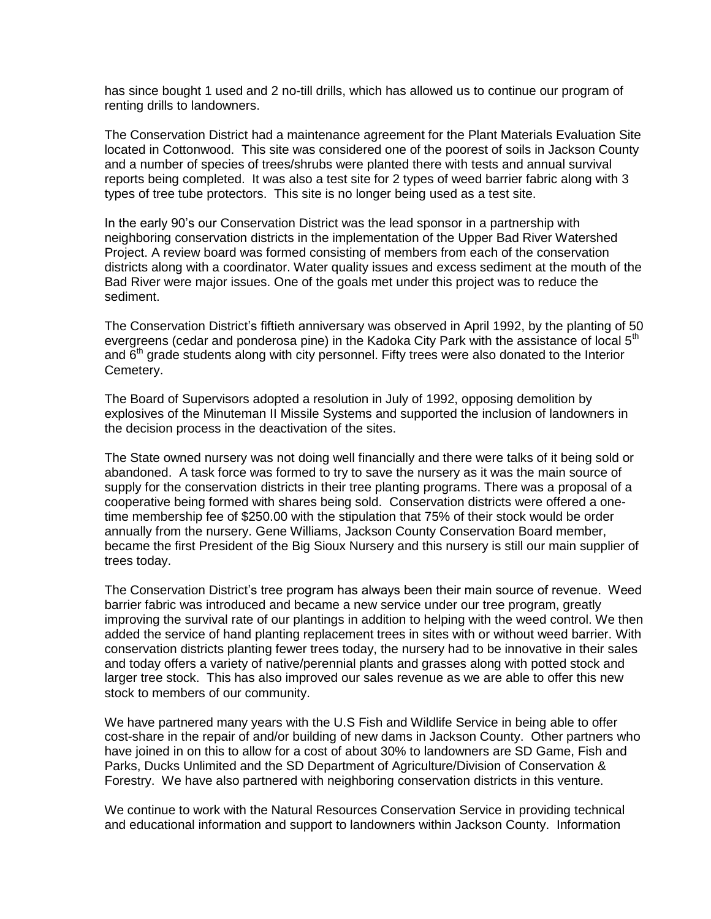has since bought 1 used and 2 no-till drills, which has allowed us to continue our program of renting drills to landowners.

The Conservation District had a maintenance agreement for the Plant Materials Evaluation Site located in Cottonwood. This site was considered one of the poorest of soils in Jackson County and a number of species of trees/shrubs were planted there with tests and annual survival reports being completed. It was also a test site for 2 types of weed barrier fabric along with 3 types of tree tube protectors. This site is no longer being used as a test site.

In the early 90's our Conservation District was the lead sponsor in a partnership with neighboring conservation districts in the implementation of the Upper Bad River Watershed Project. A review board was formed consisting of members from each of the conservation districts along with a coordinator. Water quality issues and excess sediment at the mouth of the Bad River were major issues. One of the goals met under this project was to reduce the sediment.

The Conservation District's fiftieth anniversary was observed in April 1992, by the planting of 50 evergreens (cedar and ponderosa pine) in the Kadoka City Park with the assistance of local 5th and 6th grade students along with city personnel. Fifty trees were also donated to the Interior Cemetery.

The Board of Supervisors adopted a resolution in July of 1992, opposing demolition by explosives of the Minuteman II Missile Systems and supported the inclusion of landowners in the decision process in the deactivation of the sites.

The State owned nursery was not doing well financially and there were talks of it being sold or abandoned. A task force was formed to try to save the nursery as it was the main source of supply for the conservation districts in their tree planting programs. There was a proposal of a cooperative being formed with shares being sold. Conservation districts were offered a one-time membership fee of $250.00 with the stipulation that 75% of their stock would be order annually from the nursery. Gene Williams, Jackson County Conservation Board member, became the first President of the Big Sioux Nursery and this nursery is still our main supplier of trees today.

The Conservation District's tree program has always been their main source of revenue. Weed barrier fabric was introduced and became a new service under our tree program, greatly improving the survival rate of our plantings in addition to helping with the weed control. We then added the service of hand planting replacement trees in sites with or without weed barrier. With conservation districts planting fewer trees today, the nursery had to be innovative in their sales and today offers a variety of native/perennial plants and grasses along with potted stock and larger tree stock. This has also improved our sales revenue as we are able to offer this new stock to members of our community.

We have partnered many years with the U.S Fish and Wildlife Service in being able to offer cost-share in the repair of and/or building of new dams in Jackson County. Other partners who have joined in on this to allow for a cost of about 30% to landowners are SD Game, Fish and Parks, Ducks Unlimited and the SD Department of Agriculture/Division of Conservation & Forestry. We have also partnered with neighboring conservation districts in this venture.

We continue to work with the Natural Resources Conservation Service in providing technical and educational information and support to landowners within Jackson County. Information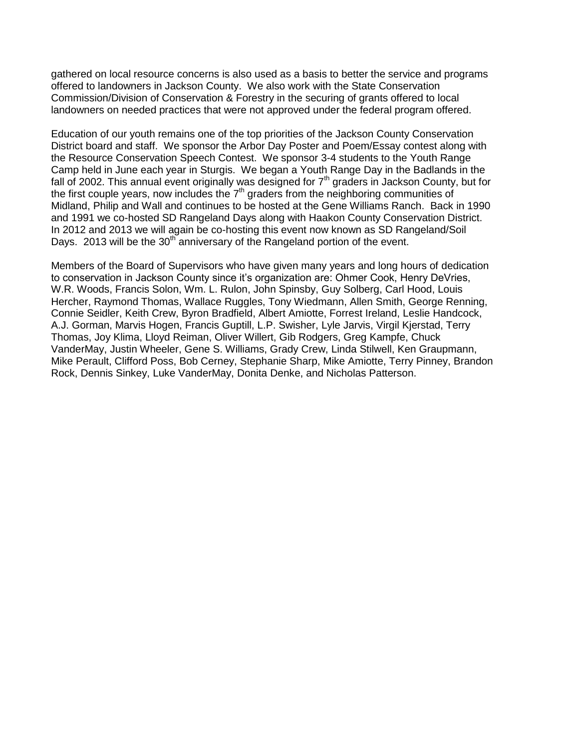gathered on local resource concerns is also used as a basis to better the service and programs offered to landowners in Jackson County. We also work with the State Conservation Commission/Division of Conservation & Forestry in the securing of grants offered to local landowners on needed practices that were not approved under the federal program offered.

Education of our youth remains one of the top priorities of the Jackson County Conservation District board and staff. We sponsor the Arbor Day Poster and Poem/Essay contest along with the Resource Conservation Speech Contest. We sponsor 3-4 students to the Youth Range Camp held in June each year in Sturgis. We began a Youth Range Day in the Badlands in the fall of 2002. This annual event originally was designed for 7th graders in Jackson County, but for the first couple years, now includes the 7th graders from the neighboring communities of Midland, Philip and Wall and continues to be hosted at the Gene Williams Ranch. Back in 1990 and 1991 we co-hosted SD Rangeland Days along with Haakon County Conservation District. In 2012 and 2013 we will again be co-hosting this event now known as SD Rangeland/Soil Days. 2013 will be the 30th anniversary of the Rangeland portion of the event.

Members of the Board of Supervisors who have given many years and long hours of dedication to conservation in Jackson County since it's organization are: Ohmer Cook, Henry DeVries, W.R. Woods, Francis Solon, Wm. L. Rulon, John Spinsby, Guy Solberg, Carl Hood, Louis Hercher, Raymond Thomas, Wallace Ruggles, Tony Wiedmann, Allen Smith, George Renning, Connie Seidler, Keith Crew, Byron Bradfield, Albert Amiotte, Forrest Ireland, Leslie Handcock, A.J. Gorman, Marvis Hogen, Francis Guptill, L.P. Swisher, Lyle Jarvis, Virgil Kjerstad, Terry Thomas, Joy Klima, Lloyd Reiman, Oliver Willert, Gib Rodgers, Greg Kampfe, Chuck VanderMay, Justin Wheeler, Gene S. Williams, Grady Crew, Linda Stilwell, Ken Graupmann, Mike Perault, Clifford Poss, Bob Cerney, Stephanie Sharp, Mike Amiotte, Terry Pinney, Brandon Rock, Dennis Sinkey, Luke VanderMay, Donita Denke, and Nicholas Patterson.